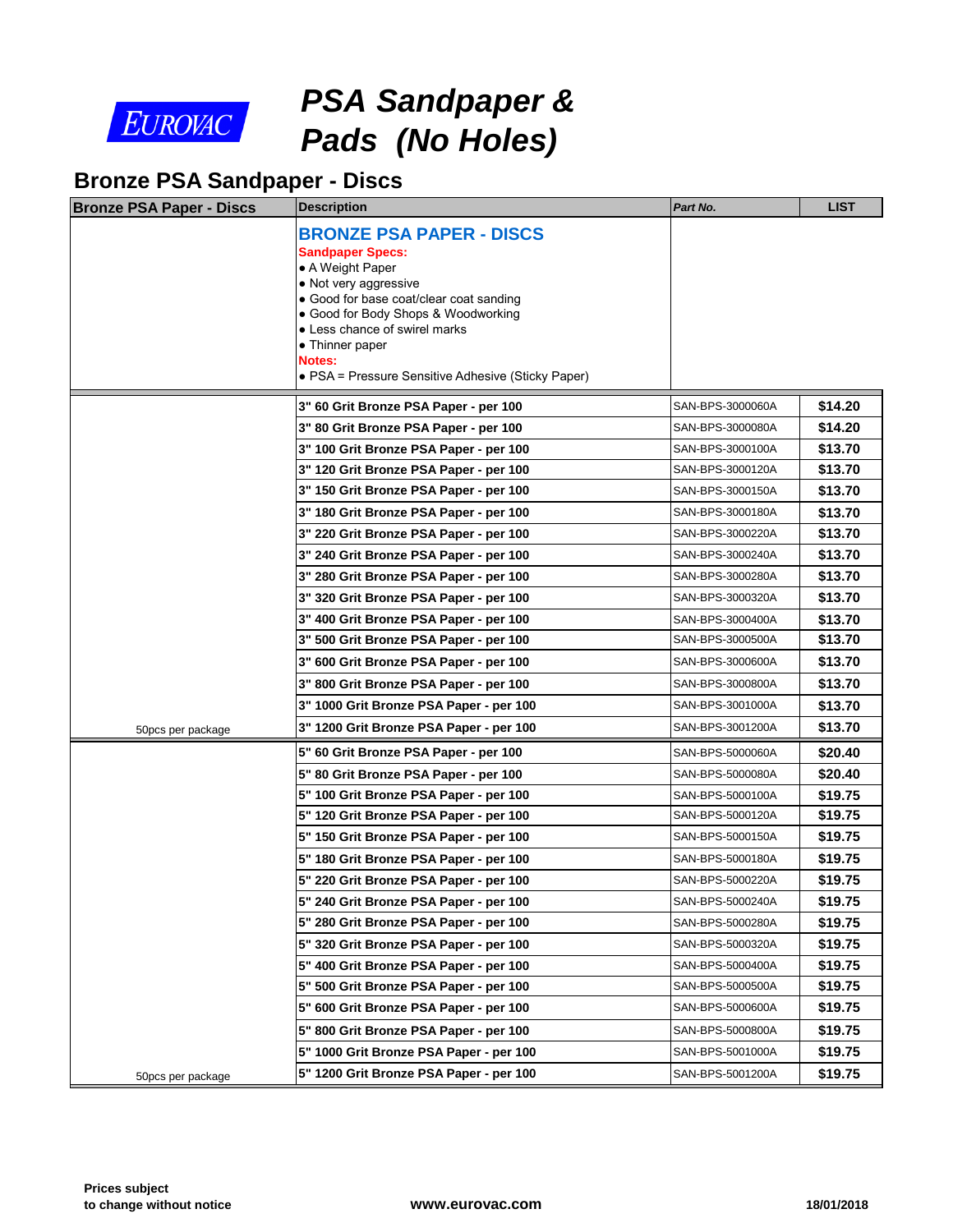EUROVAC

# PSA Sandpaper & Pads (No Holes)

## Bronze PSA Sandpaper - Discs

| Bronze PSA Paper - Discs | Description | Part No. | LIST |
|---|---|---|---|
| | **BRONZE PSA PAPER - DISCS**<br>**Sandpaper Specs:**<br>• A Weight Paper<br>• Not very aggressive<br>• Good for base coat/clear coat sanding<br>• Good for Body Shops & Woodworking<br>• Less chance of swirel marks<br>• Thinner paper<br>**Notes:**<br>• PSA = Pressure Sensitive Adhesive (Sticky Paper) | | |
| | **3" 60 Grit Bronze PSA Paper - per 100** | SAN-BPS-3000060A | **$14.20** |
| | **3" 80 Grit Bronze PSA Paper - per 100** | SAN-BPS-3000080A | **$14.20** |
| | **3" 100 Grit Bronze PSA Paper - per 100** | SAN-BPS-3000100A | **$13.70** |
| | **3" 120 Grit Bronze PSA Paper - per 100** | SAN-BPS-3000120A | **$13.70** |
| | **3" 150 Grit Bronze PSA Paper - per 100** | SAN-BPS-3000150A | **$13.70** |
| | **3" 180 Grit Bronze PSA Paper - per 100** | SAN-BPS-3000180A | **$13.70** |
| | **3" 220 Grit Bronze PSA Paper - per 100** | SAN-BPS-3000220A | **$13.70** |
| | **3" 240 Grit Bronze PSA Paper - per 100** | SAN-BPS-3000240A | **$13.70** |
| | **3" 280 Grit Bronze PSA Paper - per 100** | SAN-BPS-3000280A | **$13.70** |
| | **3" 320 Grit Bronze PSA Paper - per 100** | SAN-BPS-3000320A | **$13.70** |
| | **3" 400 Grit Bronze PSA Paper - per 100** | SAN-BPS-3000400A | **$13.70** |
| | **3" 500 Grit Bronze PSA Paper - per 100** | SAN-BPS-3000500A | **$13.70** |
| | **3" 600 Grit Bronze PSA Paper - per 100** | SAN-BPS-3000600A | **$13.70** |
| | **3" 800 Grit Bronze PSA Paper - per 100** | SAN-BPS-3000800A | **$13.70** |
| | **3" 1000 Grit Bronze PSA Paper - per 100** | SAN-BPS-3001000A | **$13.70** |
| 50pcs per package | **3" 1200 Grit Bronze PSA Paper - per 100** | SAN-BPS-3001200A | **$13.70** |
| | **5" 60 Grit Bronze PSA Paper - per 100** | SAN-BPS-5000060A | **$20.40** |
| | **5" 80 Grit Bronze PSA Paper - per 100** | SAN-BPS-5000080A | **$20.40** |
| | **5" 100 Grit Bronze PSA Paper - per 100** | SAN-BPS-5000100A | **$19.75** |
| | **5" 120 Grit Bronze PSA Paper - per 100** | SAN-BPS-5000120A | **$19.75** |
| | **5" 150 Grit Bronze PSA Paper - per 100** | SAN-BPS-5000150A | **$19.75** |
| | **5" 180 Grit Bronze PSA Paper - per 100** | SAN-BPS-5000180A | **$19.75** |
| | **5" 220 Grit Bronze PSA Paper - per 100** | SAN-BPS-5000220A | **$19.75** |
| | **5" 240 Grit Bronze PSA Paper - per 100** | SAN-BPS-5000240A | **$19.75** |
| | **5" 280 Grit Bronze PSA Paper - per 100** | SAN-BPS-5000280A | **$19.75** |
| | **5" 320 Grit Bronze PSA Paper - per 100** | SAN-BPS-5000320A | **$19.75** |
| | **5" 400 Grit Bronze PSA Paper - per 100** | SAN-BPS-5000400A | **$19.75** |
| | **5" 500 Grit Bronze PSA Paper - per 100** | SAN-BPS-5000500A | **$19.75** |
| | **5" 600 Grit Bronze PSA Paper - per 100** | SAN-BPS-5000600A | **$19.75** |
| | **5" 800 Grit Bronze PSA Paper - per 100** | SAN-BPS-5000800A | **$19.75** |
| | **5" 1000 Grit Bronze PSA Paper - per 100** | SAN-BPS-5001000A | **$19.75** |
| 50pcs per package | **5" 1200 Grit Bronze PSA Paper - per 100** | SAN-BPS-5001200A | **$19.75** |

**Prices subject to change without notice** | **www.eurovac.com** | **18/01/2018**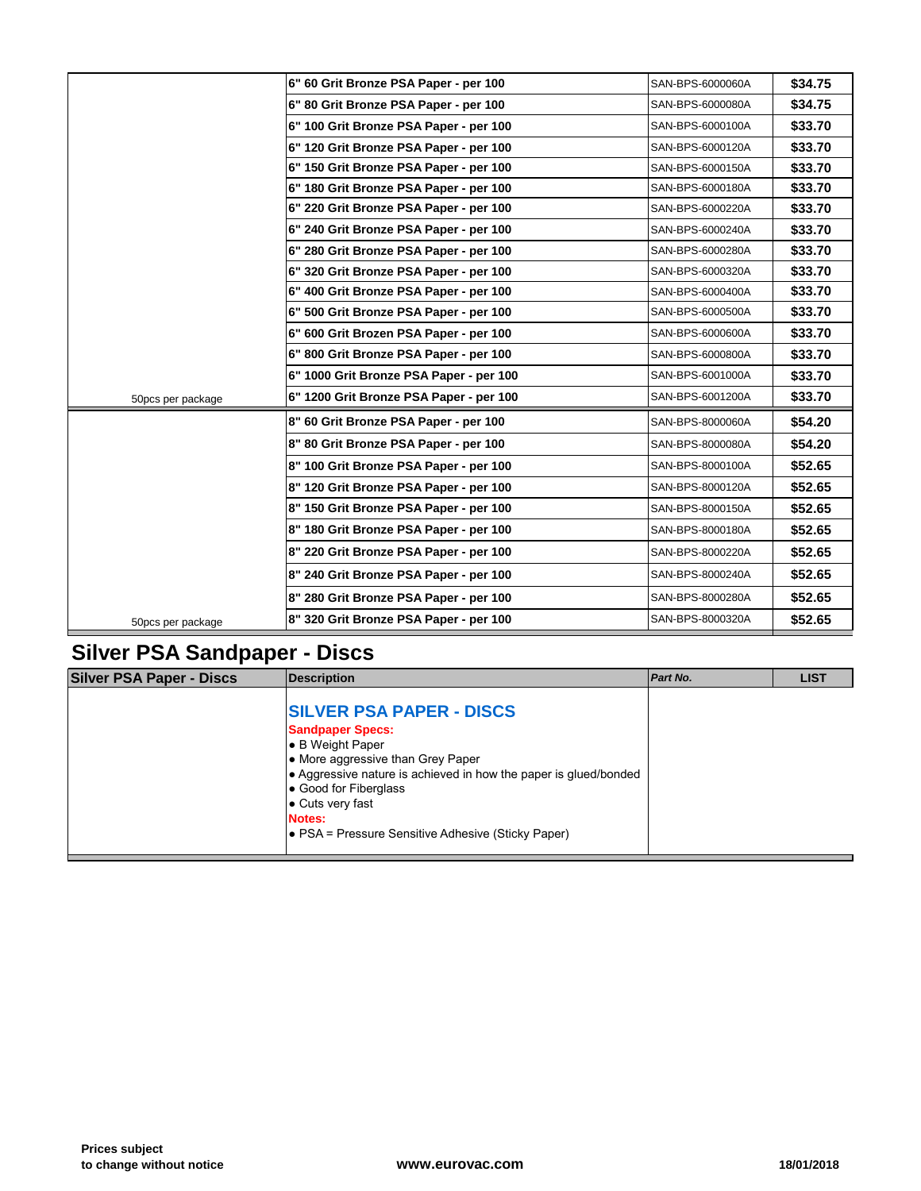| | | | |
|---|---|---|---|
| | 6" 60 Grit Bronze PSA Paper - per 100 | SAN-BPS-6000060A | $34.75 |
| | 6" 80 Grit Bronze PSA Paper - per 100 | SAN-BPS-6000080A | $34.75 |
| | 6" 100 Grit Bronze PSA Paper - per 100 | SAN-BPS-6000100A | $33.70 |
| | 6" 120 Grit Bronze PSA Paper - per 100 | SAN-BPS-6000120A | $33.70 |
| | 6" 150 Grit Bronze PSA Paper - per 100 | SAN-BPS-6000150A | $33.70 |
| | 6" 180 Grit Bronze PSA Paper - per 100 | SAN-BPS-6000180A | $33.70 |
| | 6" 220 Grit Bronze PSA Paper - per 100 | SAN-BPS-6000220A | $33.70 |
| | 6" 240 Grit Bronze PSA Paper - per 100 | SAN-BPS-6000240A | $33.70 |
| | 6" 280 Grit Bronze PSA Paper - per 100 | SAN-BPS-6000280A | $33.70 |
| | 6" 320 Grit Bronze PSA Paper - per 100 | SAN-BPS-6000320A | $33.70 |
| | 6" 400 Grit Bronze PSA Paper - per 100 | SAN-BPS-6000400A | $33.70 |
| | 6" 500 Grit Bronze PSA Paper - per 100 | SAN-BPS-6000500A | $33.70 |
| | 6" 600 Grit Brozen PSA Paper - per 100 | SAN-BPS-6000600A | $33.70 |
| | 6" 800 Grit Bronze PSA Paper - per 100 | SAN-BPS-6000800A | $33.70 |
| | 6" 1000 Grit Bronze PSA Paper - per 100 | SAN-BPS-6001000A | $33.70 |
| 50pcs per package | 6" 1200 Grit Bronze PSA Paper - per 100 | SAN-BPS-6001200A | $33.70 |
| | 8" 60 Grit Bronze PSA Paper - per 100 | SAN-BPS-8000060A | $54.20 |
| | 8" 80 Grit Bronze PSA Paper - per 100 | SAN-BPS-8000080A | $54.20 |
| | 8" 100 Grit Bronze PSA Paper - per 100 | SAN-BPS-8000100A | $52.65 |
| | 8" 120 Grit Bronze PSA Paper - per 100 | SAN-BPS-8000120A | $52.65 |
| | 8" 150 Grit Bronze PSA Paper - per 100 | SAN-BPS-8000150A | $52.65 |
| | 8" 180 Grit Bronze PSA Paper - per 100 | SAN-BPS-8000180A | $52.65 |
| | 8" 220 Grit Bronze PSA Paper - per 100 | SAN-BPS-8000220A | $52.65 |
| | 8" 240 Grit Bronze PSA Paper - per 100 | SAN-BPS-8000240A | $52.65 |
| | 8" 280 Grit Bronze PSA Paper - per 100 | SAN-BPS-8000280A | $52.65 |
| 50pcs per package | 8" 320 Grit Bronze PSA Paper - per 100 | SAN-BPS-8000320A | $52.65 |

## Silver PSA Sandpaper - Discs

| Silver PSA Paper - Discs | Description | *Part No.* | LIST |
|---|---|---|---|
| | **SILVER PSA PAPER - DISCS**<br>**Sandpaper Specs:**<br>• B Weight Paper<br>• More aggressive than Grey Paper<br>• Aggressive nature is achieved in how the paper is glued/bonded<br>• Good for Fiberglass<br>• Cuts very fast<br>**Notes:**<br>• PSA = Pressure Sensitive Adhesive (Sticky Paper) | | |

**Prices subject to change without notice** www.eurovac.com **18/01/2018**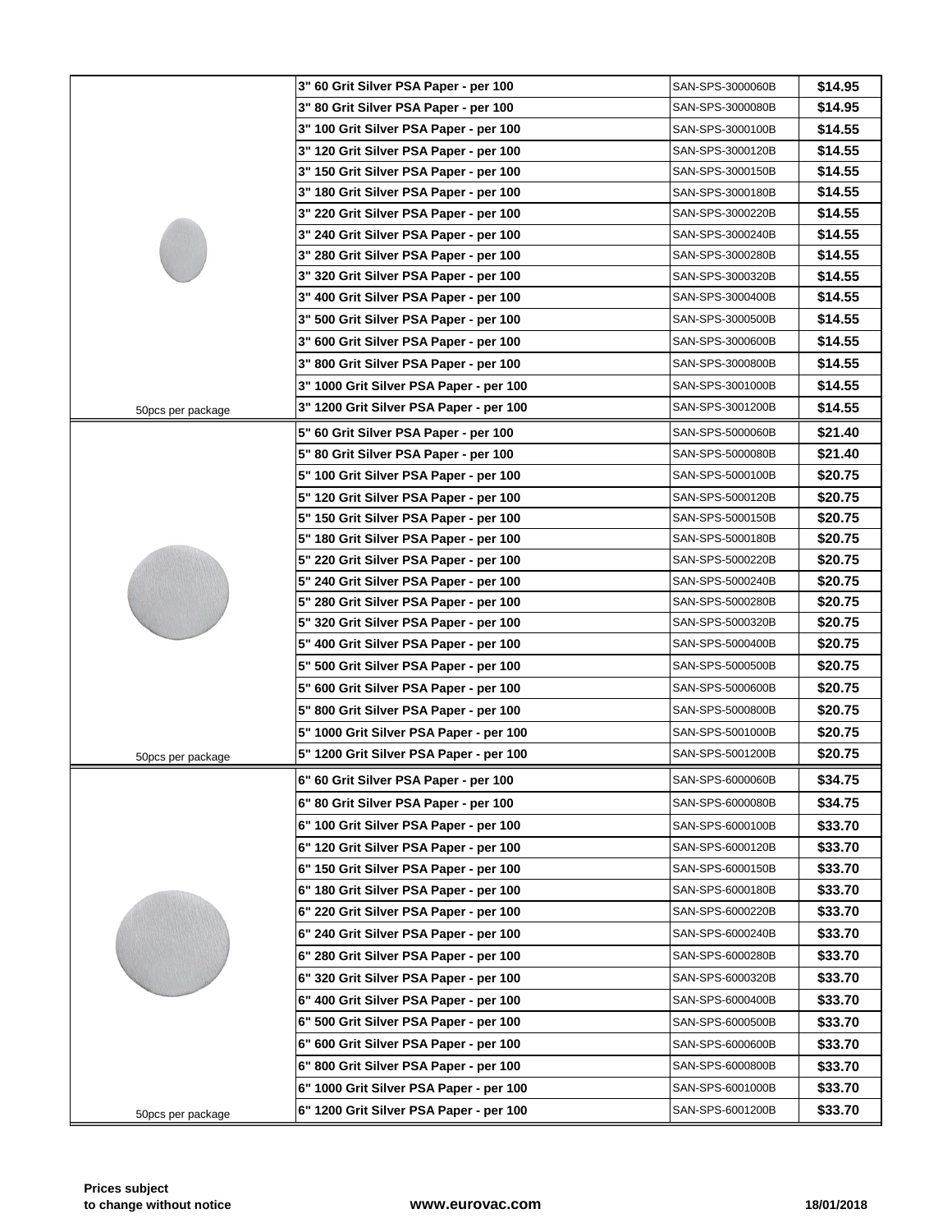| | Description | Part Number | Price |
|---|---|---|---|
| | 3" 60 Grit Silver PSA Paper - per 100 | SAN-SPS-3000060B | $14.95 |
| | 3" 80 Grit Silver PSA Paper - per 100 | SAN-SPS-3000080B | $14.95 |
| | 3" 100 Grit Silver PSA Paper - per 100 | SAN-SPS-3000100B | $14.55 |
| | 3" 120 Grit Silver PSA Paper - per 100 | SAN-SPS-3000120B | $14.55 |
| | 3" 150 Grit Silver PSA Paper - per 100 | SAN-SPS-3000150B | $14.55 |
| | 3" 180 Grit Silver PSA Paper - per 100 | SAN-SPS-3000180B | $14.55 |
| | 3" 220 Grit Silver PSA Paper - per 100 | SAN-SPS-3000220B | $14.55 |
| | 3" 240 Grit Silver PSA Paper - per 100 | SAN-SPS-3000240B | $14.55 |
| | 3" 280 Grit Silver PSA Paper - per 100 | SAN-SPS-3000280B | $14.55 |
| | 3" 320 Grit Silver PSA Paper - per 100 | SAN-SPS-3000320B | $14.55 |
| | 3" 400 Grit Silver PSA Paper - per 100 | SAN-SPS-3000400B | $14.55 |
| | 3" 500 Grit Silver PSA Paper - per 100 | SAN-SPS-3000500B | $14.55 |
| | 3" 600 Grit Silver PSA Paper - per 100 | SAN-SPS-3000600B | $14.55 |
| | 3" 800 Grit Silver PSA Paper - per 100 | SAN-SPS-3000800B | $14.55 |
| | 3" 1000 Grit Silver PSA Paper - per 100 | SAN-SPS-3001000B | $14.55 |
| 50pcs per package | 3" 1200 Grit Silver PSA Paper - per 100 | SAN-SPS-3001200B | $14.55 |
| | 5" 60 Grit Silver PSA Paper - per 100 | SAN-SPS-5000060B | $21.40 |
| | 5" 80 Grit Silver PSA Paper - per 100 | SAN-SPS-5000080B | $21.40 |
| | 5" 100 Grit Silver PSA Paper - per 100 | SAN-SPS-5000100B | $20.75 |
| | 5" 120 Grit Silver PSA Paper - per 100 | SAN-SPS-5000120B | $20.75 |
| | 5" 150 Grit Silver PSA Paper - per 100 | SAN-SPS-5000150B | $20.75 |
| | 5" 180 Grit Silver PSA Paper - per 100 | SAN-SPS-5000180B | $20.75 |
| | 5" 220 Grit Silver PSA Paper - per 100 | SAN-SPS-5000220B | $20.75 |
| | 5" 240 Grit Silver PSA Paper - per 100 | SAN-SPS-5000240B | $20.75 |
| | 5" 280 Grit Silver PSA Paper - per 100 | SAN-SPS-5000280B | $20.75 |
| | 5" 320 Grit Silver PSA Paper - per 100 | SAN-SPS-5000320B | $20.75 |
| | 5" 400 Grit Silver PSA Paper - per 100 | SAN-SPS-5000400B | $20.75 |
| | 5" 500 Grit Silver PSA Paper - per 100 | SAN-SPS-5000500B | $20.75 |
| | 5" 600 Grit Silver PSA Paper - per 100 | SAN-SPS-5000600B | $20.75 |
| | 5" 800 Grit Silver PSA Paper - per 100 | SAN-SPS-5000800B | $20.75 |
| | 5" 1000 Grit Silver PSA Paper - per 100 | SAN-SPS-5001000B | $20.75 |
| 50pcs per package | 5" 1200 Grit Silver PSA Paper - per 100 | SAN-SPS-5001200B | $20.75 |
| | 6" 60 Grit Silver PSA Paper - per 100 | SAN-SPS-6000060B | $34.75 |
| | 6" 80 Grit Silver PSA Paper - per 100 | SAN-SPS-6000080B | $34.75 |
| | 6" 100 Grit Silver PSA Paper - per 100 | SAN-SPS-6000100B | $33.70 |
| | 6" 120 Grit Silver PSA Paper - per 100 | SAN-SPS-6000120B | $33.70 |
| | 6" 150 Grit Silver PSA Paper - per 100 | SAN-SPS-6000150B | $33.70 |
| | 6" 180 Grit Silver PSA Paper - per 100 | SAN-SPS-6000180B | $33.70 |
| | 6" 220 Grit Silver PSA Paper - per 100 | SAN-SPS-6000220B | $33.70 |
| | 6" 240 Grit Silver PSA Paper - per 100 | SAN-SPS-6000240B | $33.70 |
| | 6" 280 Grit Silver PSA Paper - per 100 | SAN-SPS-6000280B | $33.70 |
| | 6" 320 Grit Silver PSA Paper - per 100 | SAN-SPS-6000320B | $33.70 |
| | 6" 400 Grit Silver PSA Paper - per 100 | SAN-SPS-6000400B | $33.70 |
| | 6" 500 Grit Silver PSA Paper - per 100 | SAN-SPS-6000500B | $33.70 |
| | 6" 600 Grit Silver PSA Paper - per 100 | SAN-SPS-6000600B | $33.70 |
| | 6" 800 Grit Silver PSA Paper - per 100 | SAN-SPS-6000800B | $33.70 |
| | 6" 1000 Grit Silver PSA Paper - per 100 | SAN-SPS-6001000B | $33.70 |
| 50pcs per package | 6" 1200 Grit Silver PSA Paper - per 100 | SAN-SPS-6001200B | $33.70 |

**Prices subject to change without notice** **www.eurovac.com** **18/01/2018**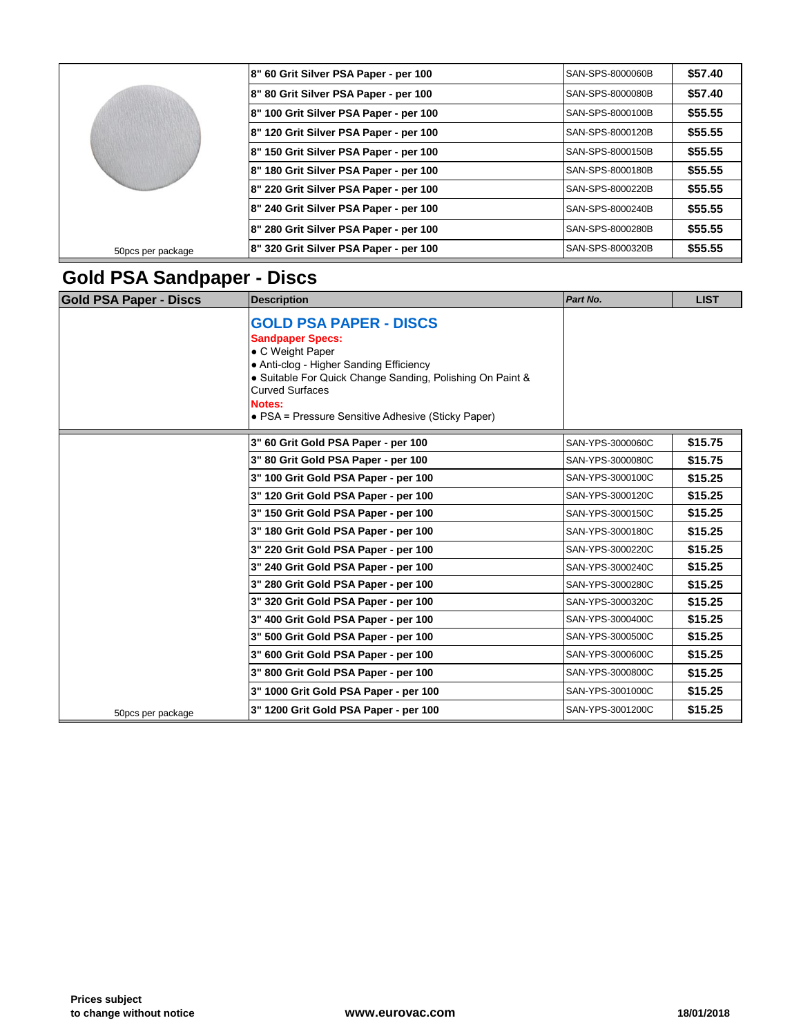| | | | |
|---|---|---|---|
| | 8" 60 Grit Silver PSA Paper - per 100 | SAN-SPS-8000060B | $57.40 |
| | 8" 80 Grit Silver PSA Paper - per 100 | SAN-SPS-8000080B | $57.40 |
| | 8" 100 Grit Silver PSA Paper - per 100 | SAN-SPS-8000100B | $55.55 |
| | 8" 120 Grit Silver PSA Paper - per 100 | SAN-SPS-8000120B | $55.55 |
| | 8" 150 Grit Silver PSA Paper - per 100 | SAN-SPS-8000150B | $55.55 |
| | 8" 180 Grit Silver PSA Paper - per 100 | SAN-SPS-8000180B | $55.55 |
| | 8" 220 Grit Silver PSA Paper - per 100 | SAN-SPS-8000220B | $55.55 |
| | 8" 240 Grit Silver PSA Paper - per 100 | SAN-SPS-8000240B | $55.55 |
| | 8" 280 Grit Silver PSA Paper - per 100 | SAN-SPS-8000280B | $55.55 |
| 50pcs per package | 8" 320 Grit Silver PSA Paper - per 100 | SAN-SPS-8000320B | $55.55 |

## Gold PSA Sandpaper - Discs

| Gold PSA Paper - Discs | Description | *Part No.* | LIST |
|---|---|---|---|
| | **GOLD PSA PAPER - DISCS**<br>**Sandpaper Specs:**<br>● C Weight Paper<br>● Anti-clog - Higher Sanding Efficiency<br>● Suitable For Quick Change Sanding, Polishing On Paint & Curved Surfaces<br>**Notes:**<br>● PSA = Pressure Sensitive Adhesive (Sticky Paper) | | |
| | 3" 60 Grit Gold PSA Paper - per 100 | SAN-YPS-3000060C | $15.75 |
| | 3" 80 Grit Gold PSA Paper - per 100 | SAN-YPS-3000080C | $15.75 |
| | 3" 100 Grit Gold PSA Paper - per 100 | SAN-YPS-3000100C | $15.25 |
| | 3" 120 Grit Gold PSA Paper - per 100 | SAN-YPS-3000120C | $15.25 |
| | 3" 150 Grit Gold PSA Paper - per 100 | SAN-YPS-3000150C | $15.25 |
| | 3" 180 Grit Gold PSA Paper - per 100 | SAN-YPS-3000180C | $15.25 |
| | 3" 220 Grit Gold PSA Paper - per 100 | SAN-YPS-3000220C | $15.25 |
| | 3" 240 Grit Gold PSA Paper - per 100 | SAN-YPS-3000240C | $15.25 |
| | 3" 280 Grit Gold PSA Paper - per 100 | SAN-YPS-3000280C | $15.25 |
| | 3" 320 Grit Gold PSA Paper - per 100 | SAN-YPS-3000320C | $15.25 |
| | 3" 400 Grit Gold PSA Paper - per 100 | SAN-YPS-3000400C | $15.25 |
| | 3" 500 Grit Gold PSA Paper - per 100 | SAN-YPS-3000500C | $15.25 |
| | 3" 600 Grit Gold PSA Paper - per 100 | SAN-YPS-3000600C | $15.25 |
| | 3" 800 Grit Gold PSA Paper - per 100 | SAN-YPS-3000800C | $15.25 |
| | 3" 1000 Grit Gold PSA Paper - per 100 | SAN-YPS-3001000C | $15.25 |
| 50pcs per package | 3" 1200 Grit Gold PSA Paper - per 100 | SAN-YPS-3001200C | $15.25 |

**Prices subject to change without notice** | **www.eurovac.com** | **18/01/2018**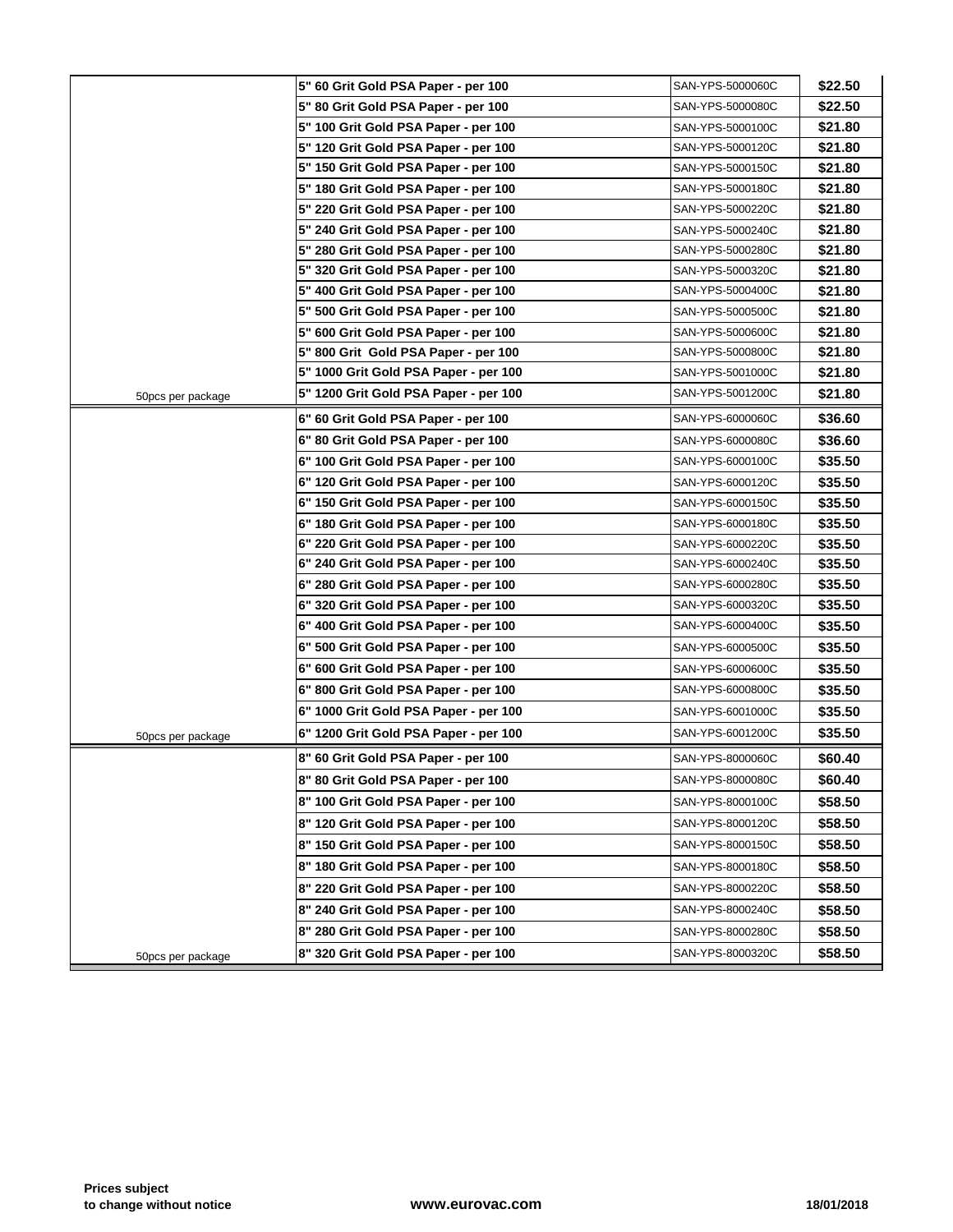| | | | |
|---|---|---|---|
| | 5" 60 Grit Gold PSA Paper - per 100 | SAN-YPS-5000060C | $22.50 |
| | 5" 80 Grit Gold PSA Paper - per 100 | SAN-YPS-5000080C | $22.50 |
| | 5" 100 Grit Gold PSA Paper - per 100 | SAN-YPS-5000100C | $21.80 |
| | 5" 120 Grit Gold PSA Paper - per 100 | SAN-YPS-5000120C | $21.80 |
| | 5" 150 Grit Gold PSA Paper - per 100 | SAN-YPS-5000150C | $21.80 |
| | 5" 180 Grit Gold PSA Paper - per 100 | SAN-YPS-5000180C | $21.80 |
| | 5" 220 Grit Gold PSA Paper - per 100 | SAN-YPS-5000220C | $21.80 |
| | 5" 240 Grit Gold PSA Paper - per 100 | SAN-YPS-5000240C | $21.80 |
| | 5" 280 Grit Gold PSA Paper - per 100 | SAN-YPS-5000280C | $21.80 |
| | 5" 320 Grit Gold PSA Paper - per 100 | SAN-YPS-5000320C | $21.80 |
| | 5" 400 Grit Gold PSA Paper - per 100 | SAN-YPS-5000400C | $21.80 |
| | 5" 500 Grit Gold PSA Paper - per 100 | SAN-YPS-5000500C | $21.80 |
| | 5" 600 Grit Gold PSA Paper - per 100 | SAN-YPS-5000600C | $21.80 |
| | 5" 800 Grit Gold PSA Paper - per 100 | SAN-YPS-5000800C | $21.80 |
| | 5" 1000 Grit Gold PSA Paper - per 100 | SAN-YPS-5001000C | $21.80 |
| 50pcs per package | 5" 1200 Grit Gold PSA Paper - per 100 | SAN-YPS-5001200C | $21.80 |
| | 6" 60 Grit Gold PSA Paper - per 100 | SAN-YPS-6000060C | $36.60 |
| | 6" 80 Grit Gold PSA Paper - per 100 | SAN-YPS-6000080C | $36.60 |
| | 6" 100 Grit Gold PSA Paper - per 100 | SAN-YPS-6000100C | $35.50 |
| | 6" 120 Grit Gold PSA Paper - per 100 | SAN-YPS-6000120C | $35.50 |
| | 6" 150 Grit Gold PSA Paper - per 100 | SAN-YPS-6000150C | $35.50 |
| | 6" 180 Grit Gold PSA Paper - per 100 | SAN-YPS-6000180C | $35.50 |
| | 6" 220 Grit Gold PSA Paper - per 100 | SAN-YPS-6000220C | $35.50 |
| | 6" 240 Grit Gold PSA Paper - per 100 | SAN-YPS-6000240C | $35.50 |
| | 6" 280 Grit Gold PSA Paper - per 100 | SAN-YPS-6000280C | $35.50 |
| | 6" 320 Grit Gold PSA Paper - per 100 | SAN-YPS-6000320C | $35.50 |
| | 6" 400 Grit Gold PSA Paper - per 100 | SAN-YPS-6000400C | $35.50 |
| | 6" 500 Grit Gold PSA Paper - per 100 | SAN-YPS-6000500C | $35.50 |
| | 6" 600 Grit Gold PSA Paper - per 100 | SAN-YPS-6000600C | $35.50 |
| | 6" 800 Grit Gold PSA Paper - per 100 | SAN-YPS-6000800C | $35.50 |
| | 6" 1000 Grit Gold PSA Paper - per 100 | SAN-YPS-6001000C | $35.50 |
| 50pcs per package | 6" 1200 Grit Gold PSA Paper - per 100 | SAN-YPS-6001200C | $35.50 |
| | 8" 60 Grit Gold PSA Paper - per 100 | SAN-YPS-8000060C | $60.40 |
| | 8" 80 Grit Gold PSA Paper - per 100 | SAN-YPS-8000080C | $60.40 |
| | 8" 100 Grit Gold PSA Paper - per 100 | SAN-YPS-8000100C | $58.50 |
| | 8" 120 Grit Gold PSA Paper - per 100 | SAN-YPS-8000120C | $58.50 |
| | 8" 150 Grit Gold PSA Paper - per 100 | SAN-YPS-8000150C | $58.50 |
| | 8" 180 Grit Gold PSA Paper - per 100 | SAN-YPS-8000180C | $58.50 |
| | 8" 220 Grit Gold PSA Paper - per 100 | SAN-YPS-8000220C | $58.50 |
| | 8" 240 Grit Gold PSA Paper - per 100 | SAN-YPS-8000240C | $58.50 |
| | 8" 280 Grit Gold PSA Paper - per 100 | SAN-YPS-8000280C | $58.50 |
| 50pcs per package | 8" 320 Grit Gold PSA Paper - per 100 | SAN-YPS-8000320C | $58.50 |

**Prices subject to change without notice** **www.eurovac.com** **18/01/2018**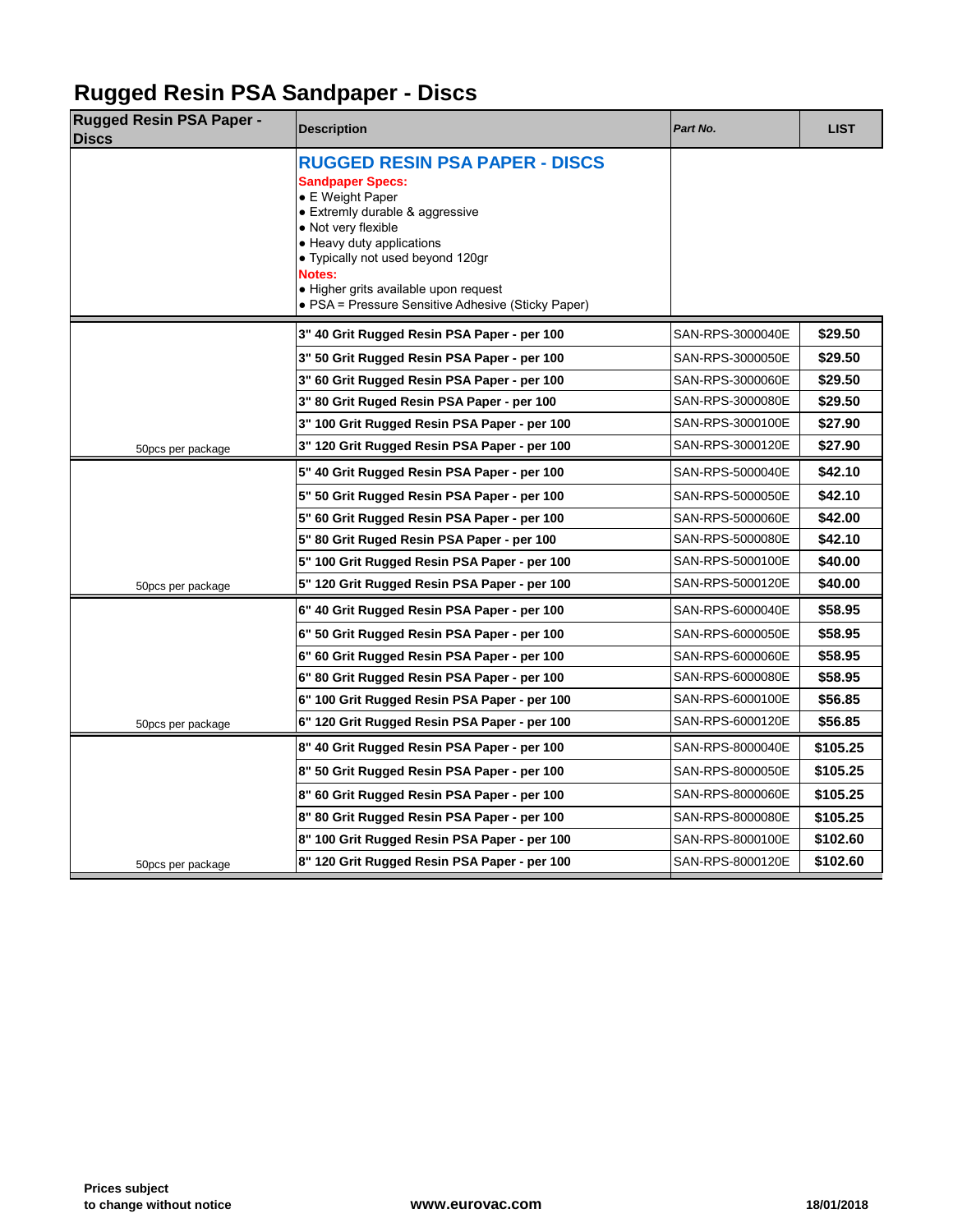# Rugged Resin PSA Sandpaper - Discs

| Rugged Resin PSA Paper - Discs | Description | *Part No.* | LIST |
|---|---|---|---|
| | **RUGGED RESIN PSA PAPER - DISCS**<br>**Sandpaper Specs:**<br>• E Weight Paper<br>• Extremly durable & aggressive<br>• Not very flexible<br>• Heavy duty applications<br>• Typically not used beyond 120gr<br>**Notes:**<br>• Higher grits available upon request<br>• PSA = Pressure Sensitive Adhesive (Sticky Paper) | | |
| | **3" 40 Grit Rugged Resin PSA Paper - per 100** | SAN-RPS-3000040E | **$29.50** |
| | **3" 50 Grit Rugged Resin PSA Paper - per 100** | SAN-RPS-3000050E | **$29.50** |
| | **3" 60 Grit Rugged Resin PSA Paper - per 100** | SAN-RPS-3000060E | **$29.50** |
| | **3" 80 Grit Ruged Resin PSA Paper - per 100** | SAN-RPS-3000080E | **$29.50** |
| | **3" 100 Grit Rugged Resin PSA Paper - per 100** | SAN-RPS-3000100E | **$27.90** |
| 50pcs per package | **3" 120 Grit Rugged Resin PSA Paper - per 100** | SAN-RPS-3000120E | **$27.90** |
| | **5" 40 Grit Rugged Resin PSA Paper - per 100** | SAN-RPS-5000040E | **$42.10** |
| | **5" 50 Grit Rugged Resin PSA Paper - per 100** | SAN-RPS-5000050E | **$42.10** |
| | **5" 60 Grit Rugged Resin PSA Paper - per 100** | SAN-RPS-5000060E | **$42.00** |
| | **5" 80 Grit Ruged Resin PSA Paper - per 100** | SAN-RPS-5000080E | **$42.10** |
| | **5" 100 Grit Rugged Resin PSA Paper - per 100** | SAN-RPS-5000100E | **$40.00** |
| 50pcs per package | **5" 120 Grit Rugged Resin PSA Paper - per 100** | SAN-RPS-5000120E | **$40.00** |
| | **6" 40 Grit Rugged Resin PSA Paper - per 100** | SAN-RPS-6000040E | **$58.95** |
| | **6" 50 Grit Rugged Resin PSA Paper - per 100** | SAN-RPS-6000050E | **$58.95** |
| | **6" 60 Grit Rugged Resin PSA Paper - per 100** | SAN-RPS-6000060E | **$58.95** |
| | **6" 80 Grit Rugged Resin PSA Paper - per 100** | SAN-RPS-6000080E | **$58.95** |
| | **6" 100 Grit Rugged Resin PSA Paper - per 100** | SAN-RPS-6000100E | **$56.85** |
| 50pcs per package | **6" 120 Grit Rugged Resin PSA Paper - per 100** | SAN-RPS-6000120E | **$56.85** |
| | **8" 40 Grit Rugged Resin PSA Paper - per 100** | SAN-RPS-8000040E | **$105.25** |
| | **8" 50 Grit Rugged Resin PSA Paper - per 100** | SAN-RPS-8000050E | **$105.25** |
| | **8" 60 Grit Rugged Resin PSA Paper - per 100** | SAN-RPS-8000060E | **$105.25** |
| | **8" 80 Grit Rugged Resin PSA Paper - per 100** | SAN-RPS-8000080E | **$105.25** |
| | **8" 100 Grit Rugged Resin PSA Paper - per 100** | SAN-RPS-8000100E | **$102.60** |
| 50pcs per package | **8" 120 Grit Rugged Resin PSA Paper - per 100** | SAN-RPS-8000120E | **$102.60** |

**Prices subject to change without notice** | **www.eurovac.com** | **18/01/2018**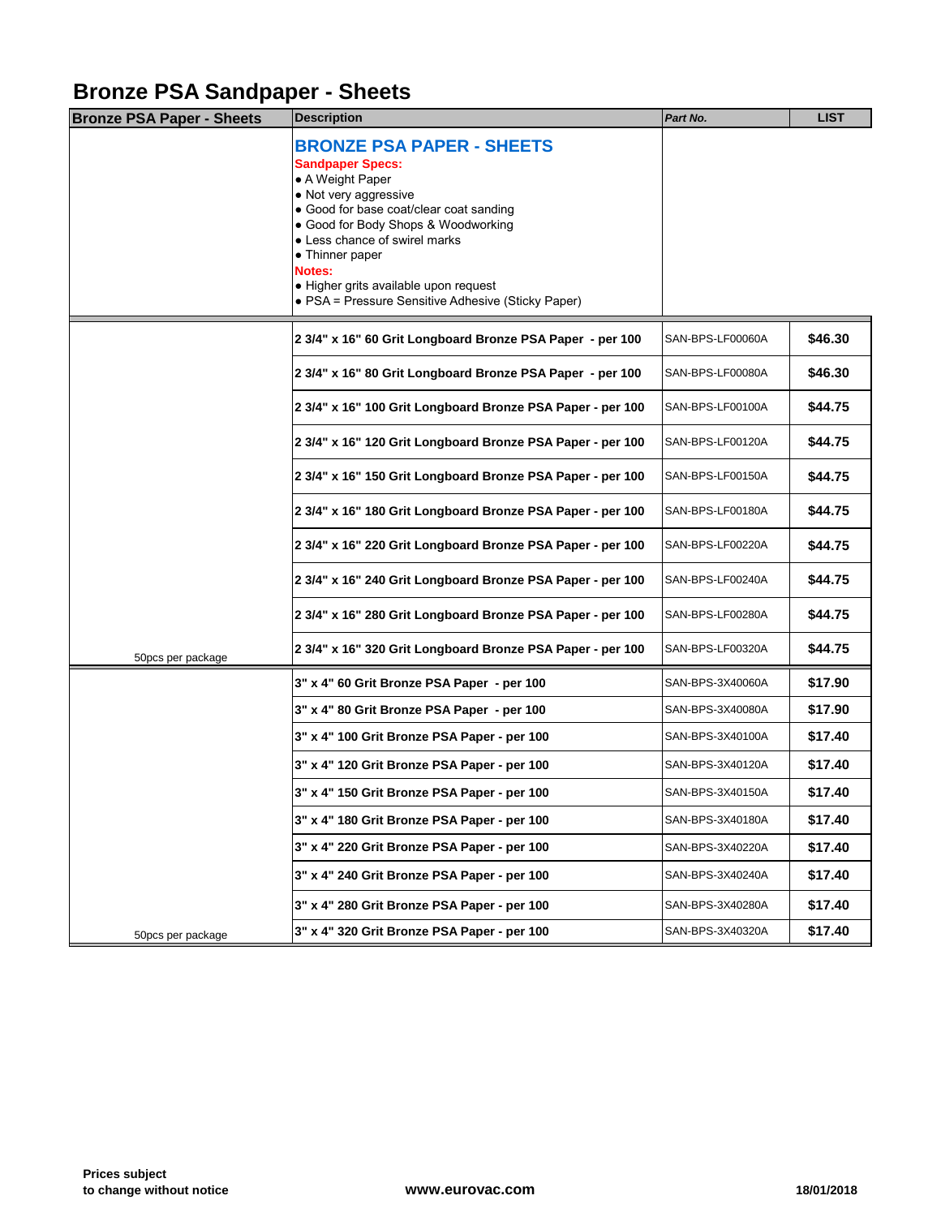# Bronze PSA Sandpaper - Sheets

| Bronze PSA Paper - Sheets | Description | Part No. | LIST |
|---|---|---|---|
| | **BRONZE PSA PAPER - SHEETS**<br>**Sandpaper Specs:**<br>● A Weight Paper<br>● Not very aggressive<br>● Good for base coat/clear coat sanding<br>● Good for Body Shops & Woodworking<br>● Less chance of swirel marks<br>● Thinner paper<br>**Notes:**<br>● Higher grits available upon request<br>● PSA = Pressure Sensitive Adhesive (Sticky Paper) | | |
| | **2 3/4" x 16" 60 Grit Longboard Bronze PSA Paper - per 100** | SAN-BPS-LF00060A | **$46.30** |
| | **2 3/4" x 16" 80 Grit Longboard Bronze PSA Paper - per 100** | SAN-BPS-LF00080A | **$46.30** |
| | **2 3/4" x 16" 100 Grit Longboard Bronze PSA Paper - per 100** | SAN-BPS-LF00100A | **$44.75** |
| | **2 3/4" x 16" 120 Grit Longboard Bronze PSA Paper - per 100** | SAN-BPS-LF00120A | **$44.75** |
| | **2 3/4" x 16" 150 Grit Longboard Bronze PSA Paper - per 100** | SAN-BPS-LF00150A | **$44.75** |
| | **2 3/4" x 16" 180 Grit Longboard Bronze PSA Paper - per 100** | SAN-BPS-LF00180A | **$44.75** |
| | **2 3/4" x 16" 220 Grit Longboard Bronze PSA Paper - per 100** | SAN-BPS-LF00220A | **$44.75** |
| | **2 3/4" x 16" 240 Grit Longboard Bronze PSA Paper - per 100** | SAN-BPS-LF00240A | **$44.75** |
| | **2 3/4" x 16" 280 Grit Longboard Bronze PSA Paper - per 100** | SAN-BPS-LF00280A | **$44.75** |
| 50pcs per package | **2 3/4" x 16" 320 Grit Longboard Bronze PSA Paper - per 100** | SAN-BPS-LF00320A | **$44.75** |
| | **3" x 4" 60 Grit Bronze PSA Paper - per 100** | SAN-BPS-3X40060A | **$17.90** |
| | **3" x 4" 80 Grit Bronze PSA Paper - per 100** | SAN-BPS-3X40080A | **$17.90** |
| | **3" x 4" 100 Grit Bronze PSA Paper - per 100** | SAN-BPS-3X40100A | **$17.40** |
| | **3" x 4" 120 Grit Bronze PSA Paper - per 100** | SAN-BPS-3X40120A | **$17.40** |
| | **3" x 4" 150 Grit Bronze PSA Paper - per 100** | SAN-BPS-3X40150A | **$17.40** |
| | **3" x 4" 180 Grit Bronze PSA Paper - per 100** | SAN-BPS-3X40180A | **$17.40** |
| | **3" x 4" 220 Grit Bronze PSA Paper - per 100** | SAN-BPS-3X40220A | **$17.40** |
| | **3" x 4" 240 Grit Bronze PSA Paper - per 100** | SAN-BPS-3X40240A | **$17.40** |
| | **3" x 4" 280 Grit Bronze PSA Paper - per 100** | SAN-BPS-3X40280A | **$17.40** |
| 50pcs per package | **3" x 4" 320 Grit Bronze PSA Paper - per 100** | SAN-BPS-3X40320A | **$17.40** |

**Prices subject to change without notice**

**www.eurovac.com**

**18/01/2018**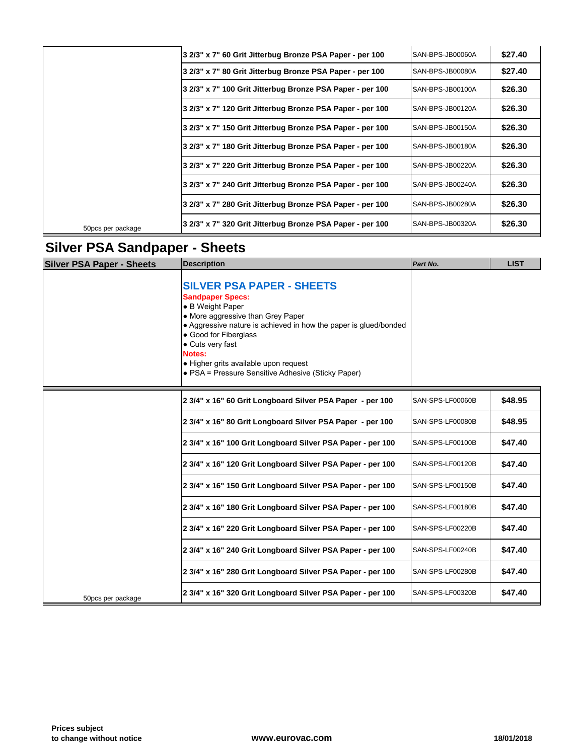| | | | |
|---|---|---|---|
| | 3 2/3" x 7" 60 Grit Jitterbug Bronze PSA Paper - per 100 | SAN-BPS-JB00060A | $27.40 |
| | 3 2/3" x 7" 80 Grit Jitterbug Bronze PSA Paper - per 100 | SAN-BPS-JB00080A | $27.40 |
| | 3 2/3" x 7" 100 Grit Jitterbug Bronze PSA Paper - per 100 | SAN-BPS-JB00100A | $26.30 |
| | 3 2/3" x 7" 120 Grit Jitterbug Bronze PSA Paper - per 100 | SAN-BPS-JB00120A | $26.30 |
| | 3 2/3" x 7" 150 Grit Jitterbug Bronze PSA Paper - per 100 | SAN-BPS-JB00150A | $26.30 |
| | 3 2/3" x 7" 180 Grit Jitterbug Bronze PSA Paper - per 100 | SAN-BPS-JB00180A | $26.30 |
| | 3 2/3" x 7" 220 Grit Jitterbug Bronze PSA Paper - per 100 | SAN-BPS-JB00220A | $26.30 |
| | 3 2/3" x 7" 240 Grit Jitterbug Bronze PSA Paper - per 100 | SAN-BPS-JB00240A | $26.30 |
| | 3 2/3" x 7" 280 Grit Jitterbug Bronze PSA Paper - per 100 | SAN-BPS-JB00280A | $26.30 |
| 50pcs per package | 3 2/3" x 7" 320 Grit Jitterbug Bronze PSA Paper - per 100 | SAN-BPS-JB00320A | $26.30 |

# Silver PSA Sandpaper - Sheets

| Silver PSA Paper - Sheets | Description | *Part No.* | LIST |
|---|---|---|---|
| | **SILVER PSA PAPER - SHEETS**<br>**Sandpaper Specs:**<br>• B Weight Paper<br>• More aggressive than Grey Paper<br>• Aggressive nature is achieved in how the paper is glued/bonded<br>• Good for Fiberglass<br>• Cuts very fast<br>**Notes:**<br>• Higher grits available upon request<br>• PSA = Pressure Sensitive Adhesive (Sticky Paper) | | |
| | 2 3/4" x 16" 60 Grit Longboard Silver PSA Paper - per 100 | SAN-SPS-LF00060B | $48.95 |
| | 2 3/4" x 16" 80 Grit Longboard Silver PSA Paper - per 100 | SAN-SPS-LF00080B | $48.95 |
| | 2 3/4" x 16" 100 Grit Longboard Silver PSA Paper - per 100 | SAN-SPS-LF00100B | $47.40 |
| | 2 3/4" x 16" 120 Grit Longboard Silver PSA Paper - per 100 | SAN-SPS-LF00120B | $47.40 |
| | 2 3/4" x 16" 150 Grit Longboard Silver PSA Paper - per 100 | SAN-SPS-LF00150B | $47.40 |
| | 2 3/4" x 16" 180 Grit Longboard Silver PSA Paper - per 100 | SAN-SPS-LF00180B | $47.40 |
| | 2 3/4" x 16" 220 Grit Longboard Silver PSA Paper - per 100 | SAN-SPS-LF00220B | $47.40 |
| | 2 3/4" x 16" 240 Grit Longboard Silver PSA Paper - per 100 | SAN-SPS-LF00240B | $47.40 |
| | 2 3/4" x 16" 280 Grit Longboard Silver PSA Paper - per 100 | SAN-SPS-LF00280B | $47.40 |
| 50pcs per package | 2 3/4" x 16" 320 Grit Longboard Silver PSA Paper - per 100 | SAN-SPS-LF00320B | $47.40 |

**Prices subject to change without notice** **www.eurovac.com** **18/01/2018**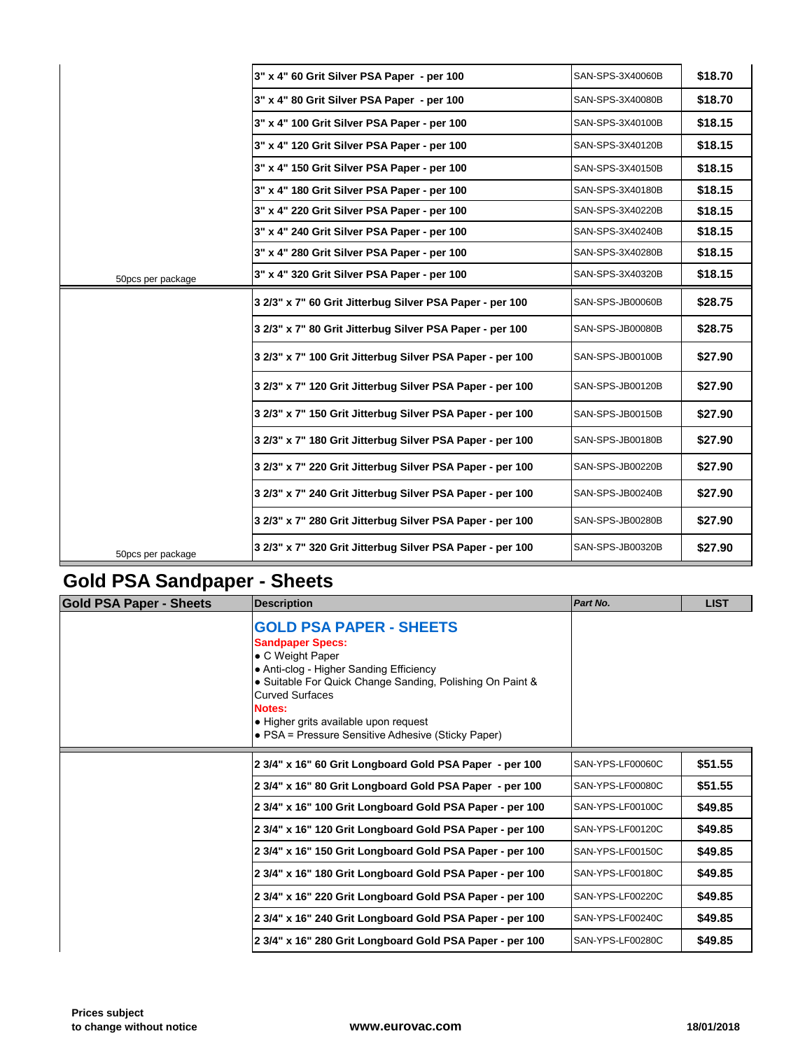| | | | |
|---|---|---|---|
| | 3" x 4" 60 Grit Silver PSA Paper - per 100 | SAN-SPS-3X40060B | **$18.70** |
| | 3" x 4" 80 Grit Silver PSA Paper - per 100 | SAN-SPS-3X40080B | **$18.70** |
| | 3" x 4" 100 Grit Silver PSA Paper - per 100 | SAN-SPS-3X40100B | **$18.15** |
| | 3" x 4" 120 Grit Silver PSA Paper - per 100 | SAN-SPS-3X40120B | **$18.15** |
| | 3" x 4" 150 Grit Silver PSA Paper - per 100 | SAN-SPS-3X40150B | **$18.15** |
| | 3" x 4" 180 Grit Silver PSA Paper - per 100 | SAN-SPS-3X40180B | **$18.15** |
| | 3" x 4" 220 Grit Silver PSA Paper - per 100 | SAN-SPS-3X40220B | **$18.15** |
| | 3" x 4" 240 Grit Silver PSA Paper - per 100 | SAN-SPS-3X40240B | **$18.15** |
| | 3" x 4" 280 Grit Silver PSA Paper - per 100 | SAN-SPS-3X40280B | **$18.15** |
| 50pcs per package | 3" x 4" 320 Grit Silver PSA Paper - per 100 | SAN-SPS-3X40320B | **$18.15** |
| | 3 2/3" x 7" 60 Grit Jitterbug Silver PSA Paper - per 100 | SAN-SPS-JB00060B | **$28.75** |
| | 3 2/3" x 7" 80 Grit Jitterbug Silver PSA Paper - per 100 | SAN-SPS-JB00080B | **$28.75** |
| | 3 2/3" x 7" 100 Grit Jitterbug Silver PSA Paper - per 100 | SAN-SPS-JB00100B | **$27.90** |
| | 3 2/3" x 7" 120 Grit Jitterbug Silver PSA Paper - per 100 | SAN-SPS-JB00120B | **$27.90** |
| | 3 2/3" x 7" 150 Grit Jitterbug Silver PSA Paper - per 100 | SAN-SPS-JB00150B | **$27.90** |
| | 3 2/3" x 7" 180 Grit Jitterbug Silver PSA Paper - per 100 | SAN-SPS-JB00180B | **$27.90** |
| | 3 2/3" x 7" 220 Grit Jitterbug Silver PSA Paper - per 100 | SAN-SPS-JB00220B | **$27.90** |
| | 3 2/3" x 7" 240 Grit Jitterbug Silver PSA Paper - per 100 | SAN-SPS-JB00240B | **$27.90** |
| | 3 2/3" x 7" 280 Grit Jitterbug Silver PSA Paper - per 100 | SAN-SPS-JB00280B | **$27.90** |
| 50pcs per package | 3 2/3" x 7" 320 Grit Jitterbug Silver PSA Paper - per 100 | SAN-SPS-JB00320B | **$27.90** |

## Gold PSA Sandpaper - Sheets

| Gold PSA Paper - Sheets | Description | *Part No.* | LIST |
|---|---|---|---|
| | **GOLD PSA PAPER - SHEETS**<br>**Sandpaper Specs:**<br>• C Weight Paper<br>• Anti-clog - Higher Sanding Efficiency<br>• Suitable For Quick Change Sanding, Polishing On Paint & Curved Surfaces<br>**Notes:**<br>• Higher grits available upon request<br>• PSA = Pressure Sensitive Adhesive (Sticky Paper) | | |
| | 2 3/4" x 16" 60 Grit Longboard Gold PSA Paper - per 100 | SAN-YPS-LF00060C | **$51.55** |
| | 2 3/4" x 16" 80 Grit Longboard Gold PSA Paper - per 100 | SAN-YPS-LF00080C | **$51.55** |
| | 2 3/4" x 16" 100 Grit Longboard Gold PSA Paper - per 100 | SAN-YPS-LF00100C | **$49.85** |
| | 2 3/4" x 16" 120 Grit Longboard Gold PSA Paper - per 100 | SAN-YPS-LF00120C | **$49.85** |
| | 2 3/4" x 16" 150 Grit Longboard Gold PSA Paper - per 100 | SAN-YPS-LF00150C | **$49.85** |
| | 2 3/4" x 16" 180 Grit Longboard Gold PSA Paper - per 100 | SAN-YPS-LF00180C | **$49.85** |
| | 2 3/4" x 16" 220 Grit Longboard Gold PSA Paper - per 100 | SAN-YPS-LF00220C | **$49.85** |
| | 2 3/4" x 16" 240 Grit Longboard Gold PSA Paper - per 100 | SAN-YPS-LF00240C | **$49.85** |
| | 2 3/4" x 16" 280 Grit Longboard Gold PSA Paper - per 100 | SAN-YPS-LF00280C | **$49.85** |

**Prices subject to change without notice** **www.eurovac.com** **18/01/2018**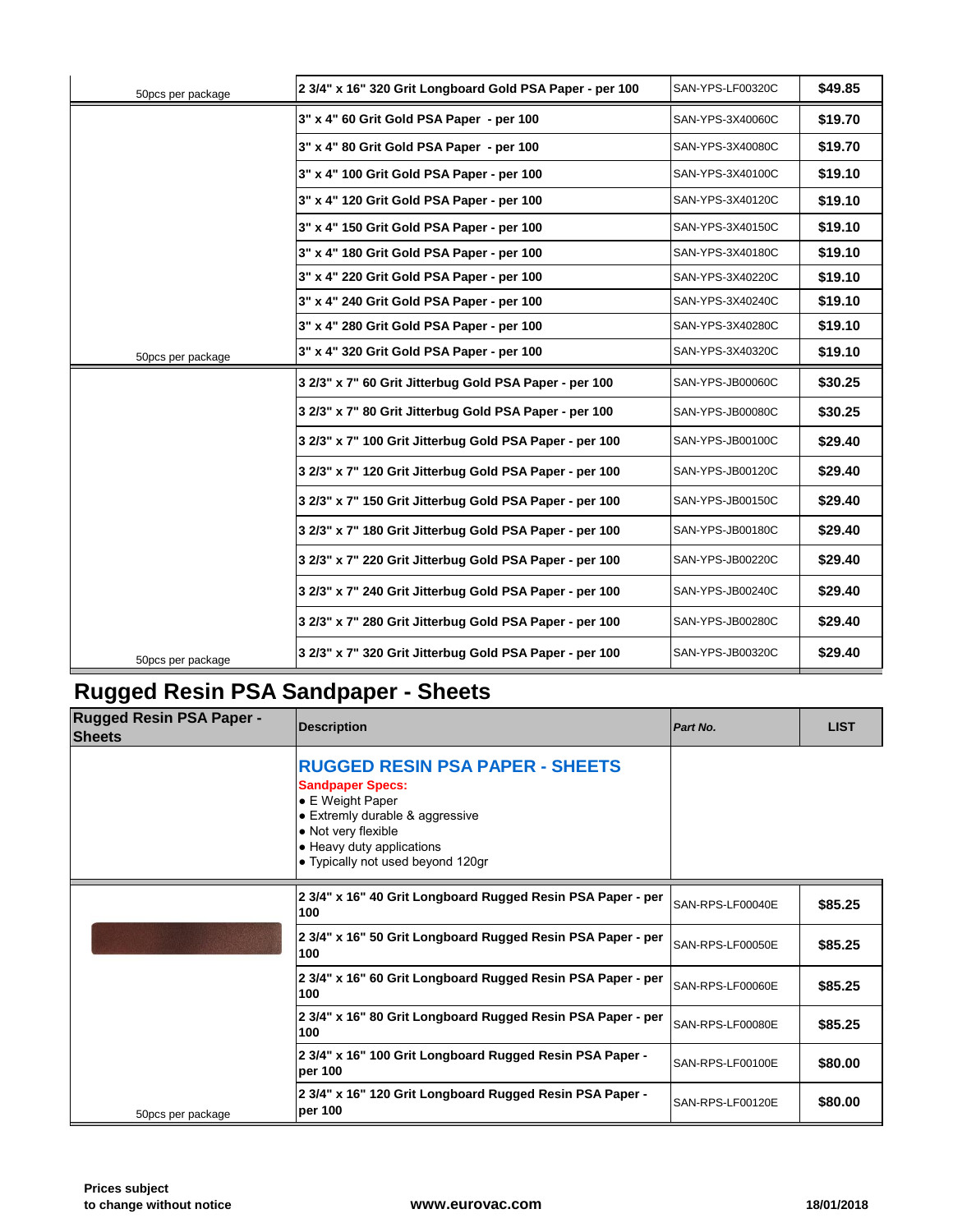| | | | |
|---|---|---|---|
| 50pcs per package | 2 3/4" x 16" 320 Grit Longboard Gold PSA Paper - per 100 | SAN-YPS-LF00320C | $49.85 |
| | 3" x 4" 60 Grit Gold PSA Paper - per 100 | SAN-YPS-3X40060C | $19.70 |
| | 3" x 4" 80 Grit Gold PSA Paper - per 100 | SAN-YPS-3X40080C | $19.70 |
| | 3" x 4" 100 Grit Gold PSA Paper - per 100 | SAN-YPS-3X40100C | $19.10 |
| | 3" x 4" 120 Grit Gold PSA Paper - per 100 | SAN-YPS-3X40120C | $19.10 |
| | 3" x 4" 150 Grit Gold PSA Paper - per 100 | SAN-YPS-3X40150C | $19.10 |
| | 3" x 4" 180 Grit Gold PSA Paper - per 100 | SAN-YPS-3X40180C | $19.10 |
| | 3" x 4" 220 Grit Gold PSA Paper - per 100 | SAN-YPS-3X40220C | $19.10 |
| | 3" x 4" 240 Grit Gold PSA Paper - per 100 | SAN-YPS-3X40240C | $19.10 |
| | 3" x 4" 280 Grit Gold PSA Paper - per 100 | SAN-YPS-3X40280C | $19.10 |
| 50pcs per package | 3" x 4" 320 Grit Gold PSA Paper - per 100 | SAN-YPS-3X40320C | $19.10 |
| | 3 2/3" x 7" 60 Grit Jitterbug Gold PSA Paper - per 100 | SAN-YPS-JB00060C | $30.25 |
| | 3 2/3" x 7" 80 Grit Jitterbug Gold PSA Paper - per 100 | SAN-YPS-JB00080C | $30.25 |
| | 3 2/3" x 7" 100 Grit Jitterbug Gold PSA Paper - per 100 | SAN-YPS-JB00100C | $29.40 |
| | 3 2/3" x 7" 120 Grit Jitterbug Gold PSA Paper - per 100 | SAN-YPS-JB00120C | $29.40 |
| | 3 2/3" x 7" 150 Grit Jitterbug Gold PSA Paper - per 100 | SAN-YPS-JB00150C | $29.40 |
| | 3 2/3" x 7" 180 Grit Jitterbug Gold PSA Paper - per 100 | SAN-YPS-JB00180C | $29.40 |
| | 3 2/3" x 7" 220 Grit Jitterbug Gold PSA Paper - per 100 | SAN-YPS-JB00220C | $29.40 |
| | 3 2/3" x 7" 240 Grit Jitterbug Gold PSA Paper - per 100 | SAN-YPS-JB00240C | $29.40 |
| | 3 2/3" x 7" 280 Grit Jitterbug Gold PSA Paper - per 100 | SAN-YPS-JB00280C | $29.40 |
| 50pcs per package | 3 2/3" x 7" 320 Grit Jitterbug Gold PSA Paper - per 100 | SAN-YPS-JB00320C | $29.40 |

## Rugged Resin PSA Sandpaper - Sheets

| Rugged Resin PSA Paper - Sheets | Description | *Part No.* | LIST |
|---|---|---|---|
| | **RUGGED RESIN PSA PAPER - SHEETS**<br>**Sandpaper Specs:**<br>● E Weight Paper<br>● Extremly durable & aggressive<br>● Not very flexible<br>● Heavy duty applications<br>● Typically not used beyond 120gr | | |
| | 2 3/4" x 16" 40 Grit Longboard Rugged Resin PSA Paper - per 100 | SAN-RPS-LF00040E | $85.25 |
| | 2 3/4" x 16" 50 Grit Longboard Rugged Resin PSA Paper - per 100 | SAN-RPS-LF00050E | $85.25 |
| | 2 3/4" x 16" 60 Grit Longboard Rugged Resin PSA Paper - per 100 | SAN-RPS-LF00060E | $85.25 |
| | 2 3/4" x 16" 80 Grit Longboard Rugged Resin PSA Paper - per 100 | SAN-RPS-LF00080E | $85.25 |
| | 2 3/4" x 16" 100 Grit Longboard Rugged Resin PSA Paper - per 100 | SAN-RPS-LF00100E | $80.00 |
| 50pcs per package | 2 3/4" x 16" 120 Grit Longboard Rugged Resin PSA Paper - per 100 | SAN-RPS-LF00120E | $80.00 |

**Prices subject to change without notice** | **www.eurovac.com** | **18/01/2018**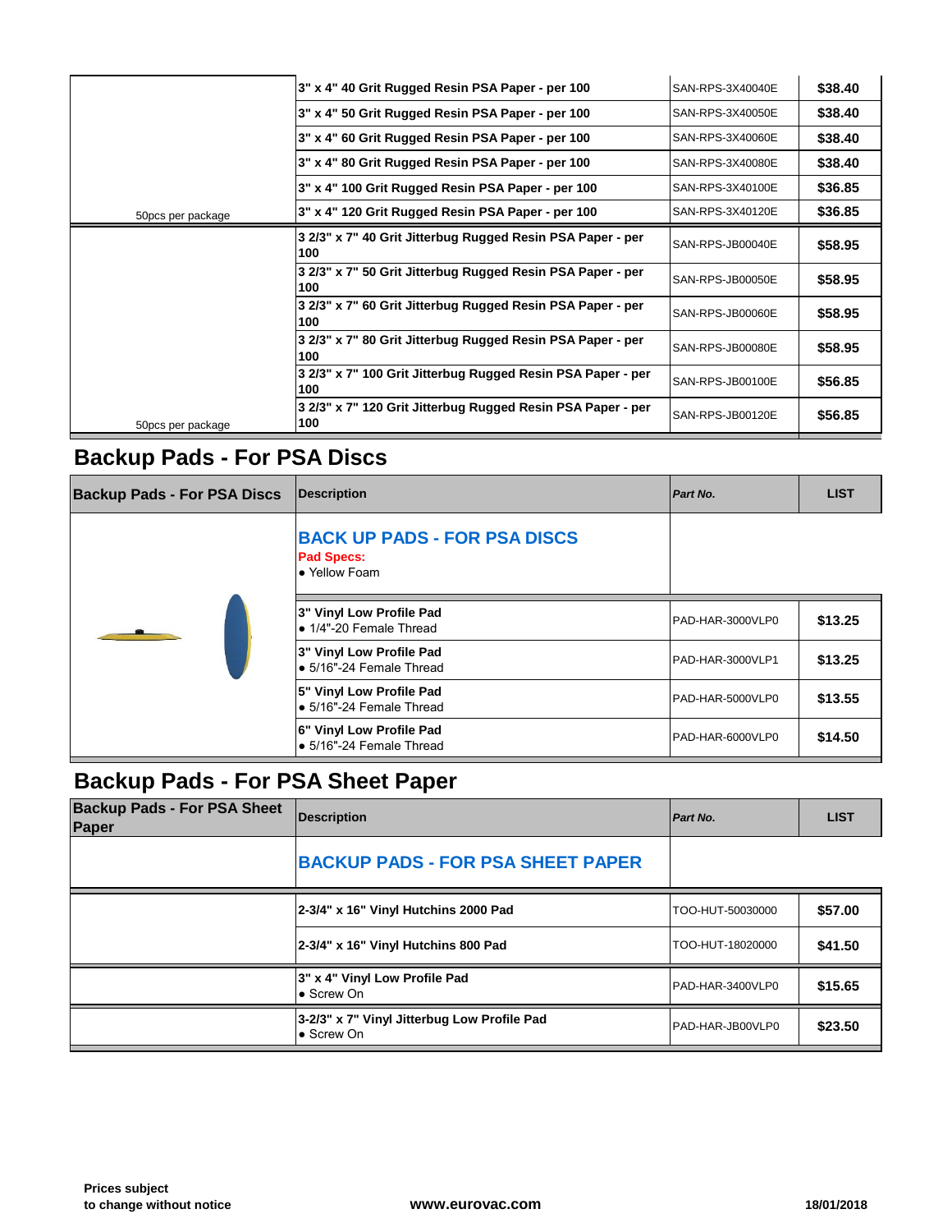| | | | |
|---|---|---|---|
| | 3" x 4" 40 Grit Rugged Resin PSA Paper - per 100 | SAN-RPS-3X40040E | $38.40 |
| | 3" x 4" 50 Grit Rugged Resin PSA Paper - per 100 | SAN-RPS-3X40050E | $38.40 |
| | 3" x 4" 60 Grit Rugged Resin PSA Paper - per 100 | SAN-RPS-3X40060E | $38.40 |
| | 3" x 4" 80 Grit Rugged Resin PSA Paper - per 100 | SAN-RPS-3X40080E | $38.40 |
| | 3" x 4" 100 Grit Rugged Resin PSA Paper - per 100 | SAN-RPS-3X40100E | $36.85 |
| 50pcs per package | 3" x 4" 120 Grit Rugged Resin PSA Paper - per 100 | SAN-RPS-3X40120E | $36.85 |
| | 3 2/3" x 7" 40 Grit Jitterbug Rugged Resin PSA Paper - per 100 | SAN-RPS-JB00040E | $58.95 |
| | 3 2/3" x 7" 50 Grit Jitterbug Rugged Resin PSA Paper - per 100 | SAN-RPS-JB00050E | $58.95 |
| | 3 2/3" x 7" 60 Grit Jitterbug Rugged Resin PSA Paper - per 100 | SAN-RPS-JB00060E | $58.95 |
| | 3 2/3" x 7" 80 Grit Jitterbug Rugged Resin PSA Paper - per 100 | SAN-RPS-JB00080E | $58.95 |
| | 3 2/3" x 7" 100 Grit Jitterbug Rugged Resin PSA Paper - per 100 | SAN-RPS-JB00100E | $56.85 |
| 50pcs per package | 3 2/3" x 7" 120 Grit Jitterbug Rugged Resin PSA Paper - per 100 | SAN-RPS-JB00120E | $56.85 |

## Backup Pads - For PSA Discs

| Backup Pads - For PSA Discs | Description | Part No. | LIST |
|---|---|---|---|
| | **BACK UP PADS - FOR PSA DISCS**<br>Pad Specs:<br>• Yellow Foam | | |
| | **3" Vinyl Low Profile Pad**<br>• 1/4"-20 Female Thread | PAD-HAR-3000VLP0 | $13.25 |
| | **3" Vinyl Low Profile Pad**<br>• 5/16"-24 Female Thread | PAD-HAR-3000VLP1 | $13.25 |
| | **5" Vinyl Low Profile Pad**<br>• 5/16"-24 Female Thread | PAD-HAR-5000VLP0 | $13.55 |
| | **6" Vinyl Low Profile Pad**<br>• 5/16"-24 Female Thread | PAD-HAR-6000VLP0 | $14.50 |

## Backup Pads - For PSA Sheet Paper

| Backup Pads - For PSA Sheet Paper | Description | Part No. | LIST |
|---|---|---|---|
| | **BACKUP PADS - FOR PSA SHEET PAPER** | | |
| | **2-3/4" x 16" Vinyl Hutchins 2000 Pad** | TOO-HUT-50030000 | $57.00 |
| | **2-3/4" x 16" Vinyl Hutchins 800 Pad** | TOO-HUT-18020000 | $41.50 |
| | **3" x 4" Vinyl Low Profile Pad**<br>• Screw On | PAD-HAR-3400VLP0 | $15.65 |
| | **3-2/3" x 7" Vinyl Jitterbug Low Profile Pad**<br>• Screw On | PAD-HAR-JB00VLP0 | $23.50 |

**Prices subject to change without notice** **www.eurovac.com** **18/01/2018**